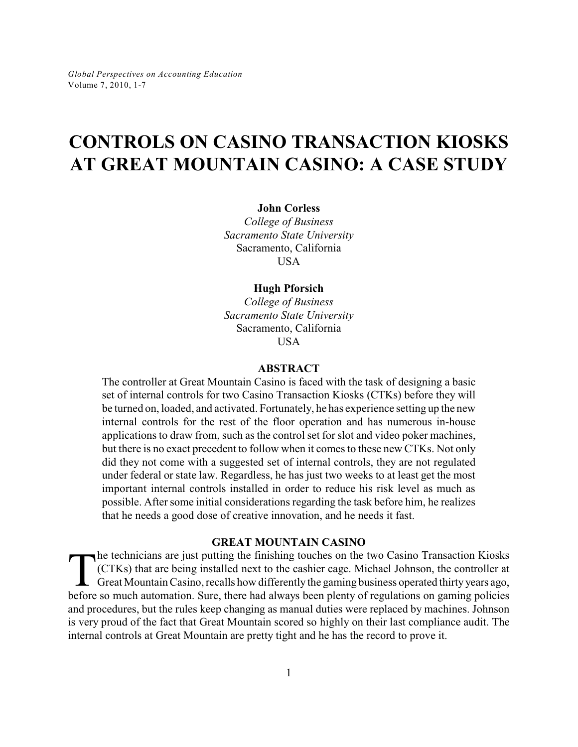# CONTROLS ON CASINO TRANSACTION KIOSKS AT GREAT MOUNTAIN CASINO: A CASE STUDY

**John Corless**
*College of Business*
*Sacramento State University*
Sacramento, California
USA

**Hugh Pforsich**
*College of Business*
*Sacramento State University*
Sacramento, California
USA

## ABSTRACT

The controller at Great Mountain Casino is faced with the task of designing a basic set of internal controls for two Casino Transaction Kiosks (CTKs) before they will be turned on, loaded, and activated. Fortunately, he has experience setting up the new internal controls for the rest of the floor operation and has numerous in-house applications to draw from, such as the control set for slot and video poker machines, but there is no exact precedent to follow when it comes to these new CTKs. Not only did they not come with a suggested set of internal controls, they are not regulated under federal or state law. Regardless, he has just two weeks to at least get the most important internal controls installed in order to reduce his risk level as much as possible. After some initial considerations regarding the task before him, he realizes that he needs a good dose of creative innovation, and he needs it fast.

## GREAT MOUNTAIN CASINO

The technicians are just putting the finishing touches on the two Casino Transaction Kiosks (CTKs) that are being installed next to the cashier cage. Michael Johnson, the controller at Great Mountain Casino, recalls how differently the gaming business operated thirty years ago, before so much automation. Sure, there had always been plenty of regulations on gaming policies and procedures, but the rules keep changing as manual duties were replaced by machines. Johnson is very proud of the fact that Great Mountain scored so highly on their last compliance audit. The internal controls at Great Mountain are pretty tight and he has the record to prove it.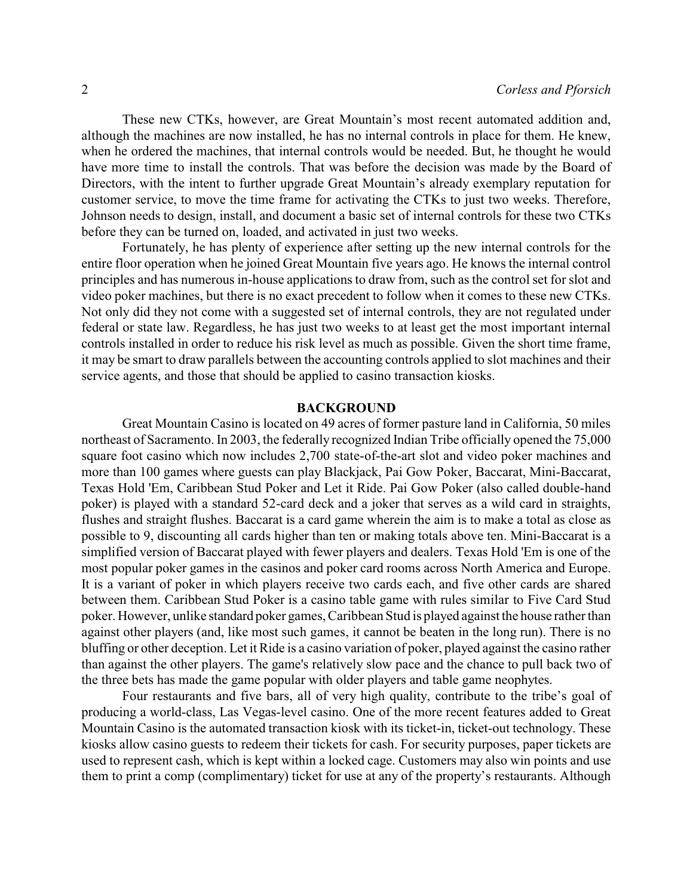These new CTKs, however, are Great Mountain's most recent automated addition and, although the machines are now installed, he has no internal controls in place for them. He knew, when he ordered the machines, that internal controls would be needed. But, he thought he would have more time to install the controls. That was before the decision was made by the Board of Directors, with the intent to further upgrade Great Mountain's already exemplary reputation for customer service, to move the time frame for activating the CTKs to just two weeks. Therefore, Johnson needs to design, install, and document a basic set of internal controls for these two CTKs before they can be turned on, loaded, and activated in just two weeks.

Fortunately, he has plenty of experience after setting up the new internal controls for the entire floor operation when he joined Great Mountain five years ago. He knows the internal control principles and has numerous in-house applications to draw from, such as the control set for slot and video poker machines, but there is no exact precedent to follow when it comes to these new CTKs. Not only did they not come with a suggested set of internal controls, they are not regulated under federal or state law. Regardless, he has just two weeks to at least get the most important internal controls installed in order to reduce his risk level as much as possible. Given the short time frame, it may be smart to draw parallels between the accounting controls applied to slot machines and their service agents, and those that should be applied to casino transaction kiosks.

## BACKGROUND

Great Mountain Casino is located on 49 acres of former pasture land in California, 50 miles northeast of Sacramento. In 2003, the federally recognized Indian Tribe officially opened the 75,000 square foot casino which now includes 2,700 state-of-the-art slot and video poker machines and more than 100 games where guests can play Blackjack, Pai Gow Poker, Baccarat, Mini-Baccarat, Texas Hold 'Em, Caribbean Stud Poker and Let it Ride. Pai Gow Poker (also called double-hand poker) is played with a standard 52-card deck and a joker that serves as a wild card in straights, flushes and straight flushes. Baccarat is a card game wherein the aim is to make a total as close as possible to 9, discounting all cards higher than ten or making totals above ten. Mini-Baccarat is a simplified version of Baccarat played with fewer players and dealers. Texas Hold 'Em is one of the most popular poker games in the casinos and poker card rooms across North America and Europe. It is a variant of poker in which players receive two cards each, and five other cards are shared between them. Caribbean Stud Poker is a casino table game with rules similar to Five Card Stud poker. However, unlike standard poker games, Caribbean Stud is played against the house rather than against other players (and, like most such games, it cannot be beaten in the long run). There is no bluffing or other deception. Let it Ride is a casino variation of poker, played against the casino rather than against the other players. The game's relatively slow pace and the chance to pull back two of the three bets has made the game popular with older players and table game neophytes.

Four restaurants and five bars, all of very high quality, contribute to the tribe's goal of producing a world-class, Las Vegas-level casino. One of the more recent features added to Great Mountain Casino is the automated transaction kiosk with its ticket-in, ticket-out technology. These kiosks allow casino guests to redeem their tickets for cash. For security purposes, paper tickets are used to represent cash, which is kept within a locked cage. Customers may also win points and use them to print a comp (complimentary) ticket for use at any of the property's restaurants. Although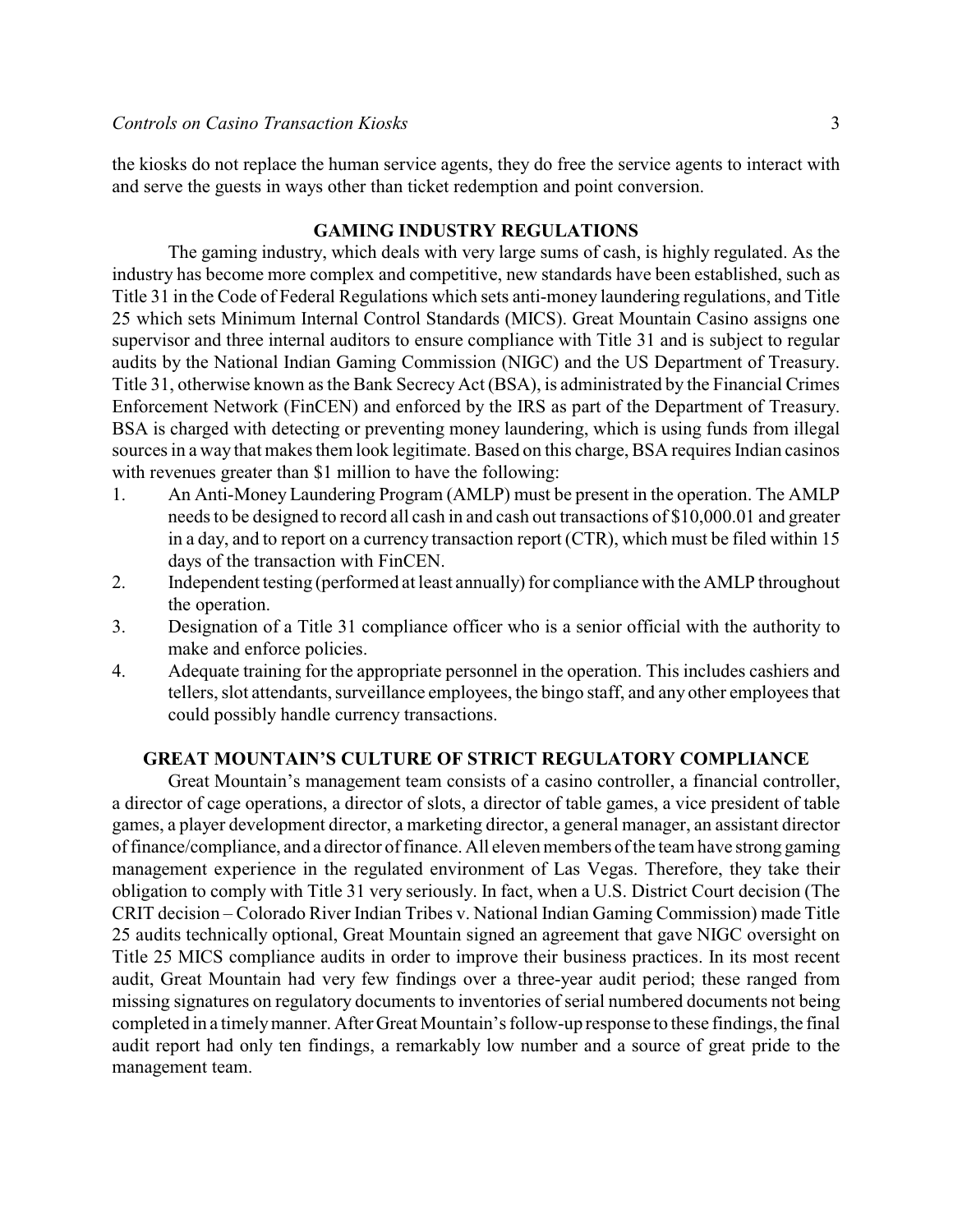the kiosks do not replace the human service agents, they do free the service agents to interact with and serve the guests in ways other than ticket redemption and point conversion.

## GAMING INDUSTRY REGULATIONS

The gaming industry, which deals with very large sums of cash, is highly regulated. As the industry has become more complex and competitive, new standards have been established, such as Title 31 in the Code of Federal Regulations which sets anti-money laundering regulations, and Title 25 which sets Minimum Internal Control Standards (MICS). Great Mountain Casino assigns one supervisor and three internal auditors to ensure compliance with Title 31 and is subject to regular audits by the National Indian Gaming Commission (NIGC) and the US Department of Treasury. Title 31, otherwise known as the Bank Secrecy Act (BSA), is administrated by the Financial Crimes Enforcement Network (FinCEN) and enforced by the IRS as part of the Department of Treasury. BSA is charged with detecting or preventing money laundering, which is using funds from illegal sources in a way that makes them look legitimate. Based on this charge, BSA requires Indian casinos with revenues greater than $1 million to have the following:

1. An Anti-Money Laundering Program (AMLP) must be present in the operation. The AMLP needs to be designed to record all cash in and cash out transactions of $10,000.01 and greater in a day, and to report on a currency transaction report (CTR), which must be filed within 15 days of the transaction with FinCEN.
2. Independent testing (performed at least annually) for compliance with the AMLP throughout the operation.
3. Designation of a Title 31 compliance officer who is a senior official with the authority to make and enforce policies.
4. Adequate training for the appropriate personnel in the operation. This includes cashiers and tellers, slot attendants, surveillance employees, the bingo staff, and any other employees that could possibly handle currency transactions.

## GREAT MOUNTAIN'S CULTURE OF STRICT REGULATORY COMPLIANCE

Great Mountain's management team consists of a casino controller, a financial controller, a director of cage operations, a director of slots, a director of table games, a vice president of table games, a player development director, a marketing director, a general manager, an assistant director of finance/compliance, and a director of finance. All eleven members of the team have strong gaming management experience in the regulated environment of Las Vegas. Therefore, they take their obligation to comply with Title 31 very seriously. In fact, when a U.S. District Court decision (The CRIT decision – Colorado River Indian Tribes v. National Indian Gaming Commission) made Title 25 audits technically optional, Great Mountain signed an agreement that gave NIGC oversight on Title 25 MICS compliance audits in order to improve their business practices. In its most recent audit, Great Mountain had very few findings over a three-year audit period; these ranged from missing signatures on regulatory documents to inventories of serial numbered documents not being completed in a timely manner. After Great Mountain's follow-up response to these findings, the final audit report had only ten findings, a remarkably low number and a source of great pride to the management team.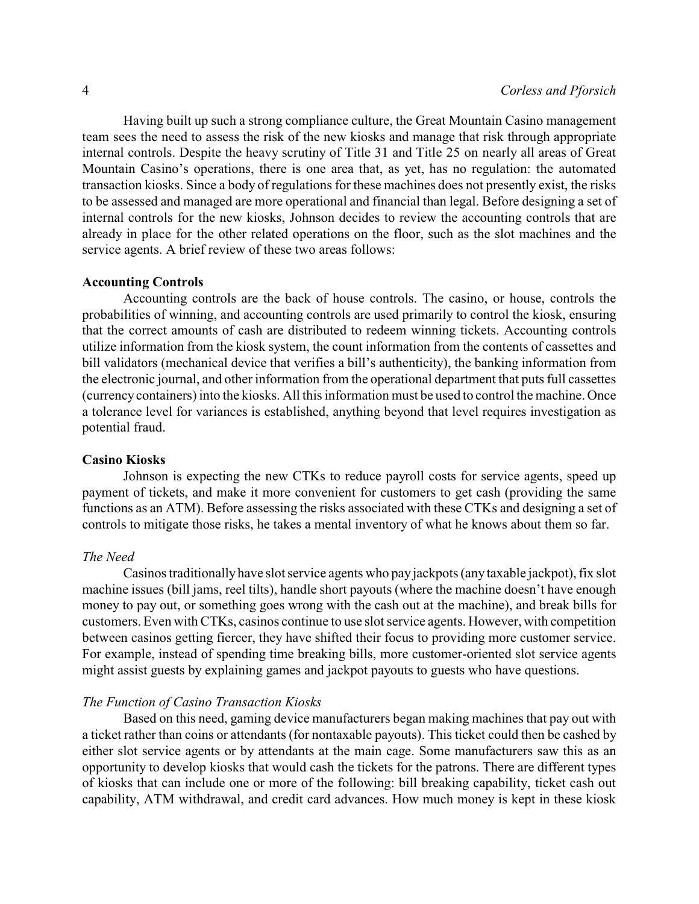Having built up such a strong compliance culture, the Great Mountain Casino management team sees the need to assess the risk of the new kiosks and manage that risk through appropriate internal controls. Despite the heavy scrutiny of Title 31 and Title 25 on nearly all areas of Great Mountain Casino's operations, there is one area that, as yet, has no regulation: the automated transaction kiosks. Since a body of regulations for these machines does not presently exist, the risks to be assessed and managed are more operational and financial than legal. Before designing a set of internal controls for the new kiosks, Johnson decides to review the accounting controls that are already in place for the other related operations on the floor, such as the slot machines and the service agents. A brief review of these two areas follows:

**Accounting Controls**

Accounting controls are the back of house controls. The casino, or house, controls the probabilities of winning, and accounting controls are used primarily to control the kiosk, ensuring that the correct amounts of cash are distributed to redeem winning tickets. Accounting controls utilize information from the kiosk system, the count information from the contents of cassettes and bill validators (mechanical device that verifies a bill's authenticity), the banking information from the electronic journal, and other information from the operational department that puts full cassettes (currency containers) into the kiosks. All this information must be used to control the machine. Once a tolerance level for variances is established, anything beyond that level requires investigation as potential fraud.

**Casino Kiosks**

Johnson is expecting the new CTKs to reduce payroll costs for service agents, speed up payment of tickets, and make it more convenient for customers to get cash (providing the same functions as an ATM). Before assessing the risks associated with these CTKs and designing a set of controls to mitigate those risks, he takes a mental inventory of what he knows about them so far.

*The Need*

Casinos traditionally have slot service agents who pay jackpots (any taxable jackpot), fix slot machine issues (bill jams, reel tilts), handle short payouts (where the machine doesn't have enough money to pay out, or something goes wrong with the cash out at the machine), and break bills for customers. Even with CTKs, casinos continue to use slot service agents. However, with competition between casinos getting fiercer, they have shifted their focus to providing more customer service. For example, instead of spending time breaking bills, more customer-oriented slot service agents might assist guests by explaining games and jackpot payouts to guests who have questions.

*The Function of Casino Transaction Kiosks*

Based on this need, gaming device manufacturers began making machines that pay out with a ticket rather than coins or attendants (for nontaxable payouts). This ticket could then be cashed by either slot service agents or by attendants at the main cage. Some manufacturers saw this as an opportunity to develop kiosks that would cash the tickets for the patrons. There are different types of kiosks that can include one or more of the following: bill breaking capability, ticket cash out capability, ATM withdrawal, and credit card advances. How much money is kept in these kiosk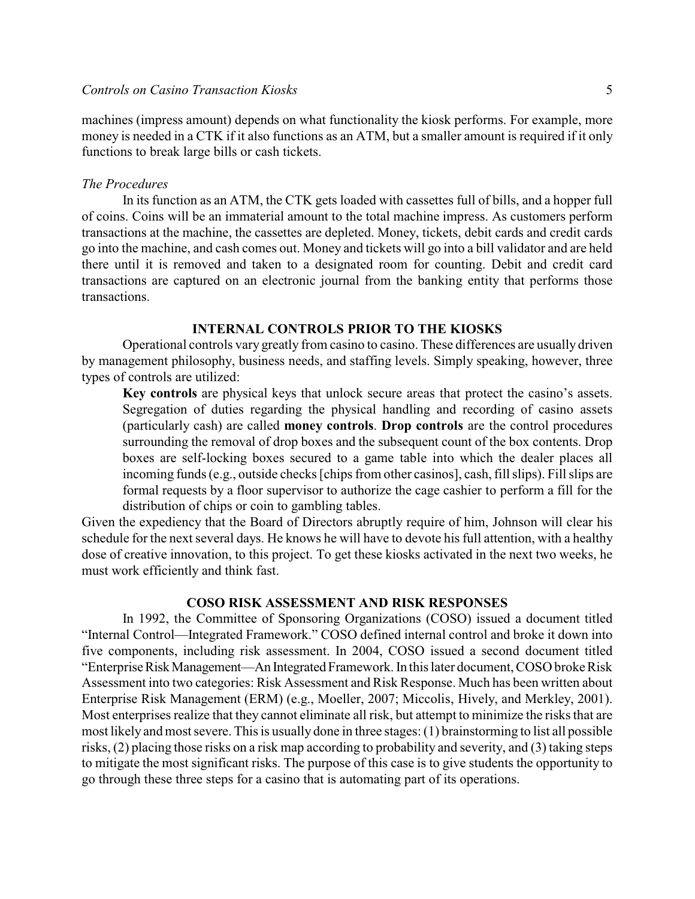machines (impress amount) depends on what functionality the kiosk performs. For example, more money is needed in a CTK if it also functions as an ATM, but a smaller amount is required if it only functions to break large bills or cash tickets.

### *The Procedures*

In its function as an ATM, the CTK gets loaded with cassettes full of bills, and a hopper full of coins. Coins will be an immaterial amount to the total machine impress. As customers perform transactions at the machine, the cassettes are depleted. Money, tickets, debit cards and credit cards go into the machine, and cash comes out. Money and tickets will go into a bill validator and are held there until it is removed and taken to a designated room for counting. Debit and credit card transactions are captured on an electronic journal from the banking entity that performs those transactions.

## INTERNAL CONTROLS PRIOR TO THE KIOSKS

Operational controls vary greatly from casino to casino. These differences are usually driven by management philosophy, business needs, and staffing levels. Simply speaking, however, three types of controls are utilized:

> **Key controls** are physical keys that unlock secure areas that protect the casino's assets. Segregation of duties regarding the physical handling and recording of casino assets (particularly cash) are called **money controls**. **Drop controls** are the control procedures surrounding the removal of drop boxes and the subsequent count of the box contents. Drop boxes are self-locking boxes secured to a game table into which the dealer places all incoming funds (e.g., outside checks [chips from other casinos], cash, fill slips). Fill slips are formal requests by a floor supervisor to authorize the cage cashier to perform a fill for the distribution of chips or coin to gambling tables.

Given the expediency that the Board of Directors abruptly require of him, Johnson will clear his schedule for the next several days. He knows he will have to devote his full attention, with a healthy dose of creative innovation, to this project. To get these kiosks activated in the next two weeks, he must work efficiently and think fast.

## COSO RISK ASSESSMENT AND RISK RESPONSES

In 1992, the Committee of Sponsoring Organizations (COSO) issued a document titled "Internal Control—Integrated Framework." COSO defined internal control and broke it down into five components, including risk assessment. In 2004, COSO issued a second document titled "Enterprise Risk Management—An Integrated Framework. In this later document, COSO broke Risk Assessment into two categories: Risk Assessment and Risk Response. Much has been written about Enterprise Risk Management (ERM) (e.g., Moeller, 2007; Miccolis, Hively, and Merkley, 2001). Most enterprises realize that they cannot eliminate all risk, but attempt to minimize the risks that are most likely and most severe. This is usually done in three stages: (1) brainstorming to list all possible risks, (2) placing those risks on a risk map according to probability and severity, and (3) taking steps to mitigate the most significant risks. The purpose of this case is to give students the opportunity to go through these three steps for a casino that is automating part of its operations.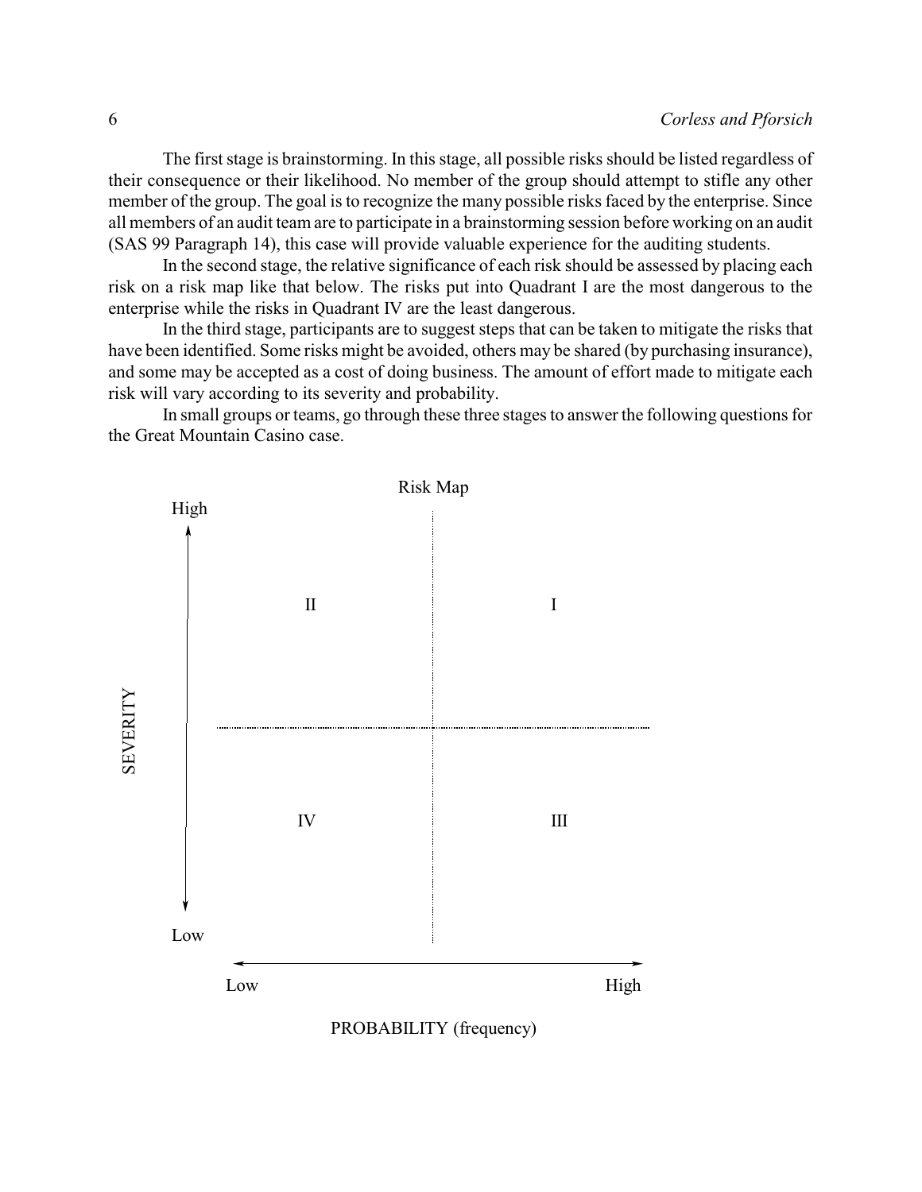The first stage is brainstorming. In this stage, all possible risks should be listed regardless of their consequence or their likelihood. No member of the group should attempt to stifle any other member of the group. The goal is to recognize the many possible risks faced by the enterprise. Since all members of an audit team are to participate in a brainstorming session before working on an audit (SAS 99 Paragraph 14), this case will provide valuable experience for the auditing students.

In the second stage, the relative significance of each risk should be assessed by placing each risk on a risk map like that below. The risks put into Quadrant I are the most dangerous to the enterprise while the risks in Quadrant IV are the least dangerous.

In the third stage, participants are to suggest steps that can be taken to mitigate the risks that have been identified. Some risks might be avoided, others may be shared (by purchasing insurance), and some may be accepted as a cost of doing business. The amount of effort made to mitigate each risk will vary according to its severity and probability.

In small groups or teams, go through these three stages to answer the following questions for the Great Mountain Casino case.

Risk Map

| SEVERITY | PROBABILITY (frequency): Low | PROBABILITY (frequency): High |
|---|---|---|
| High | II | I |
| Low | IV | III |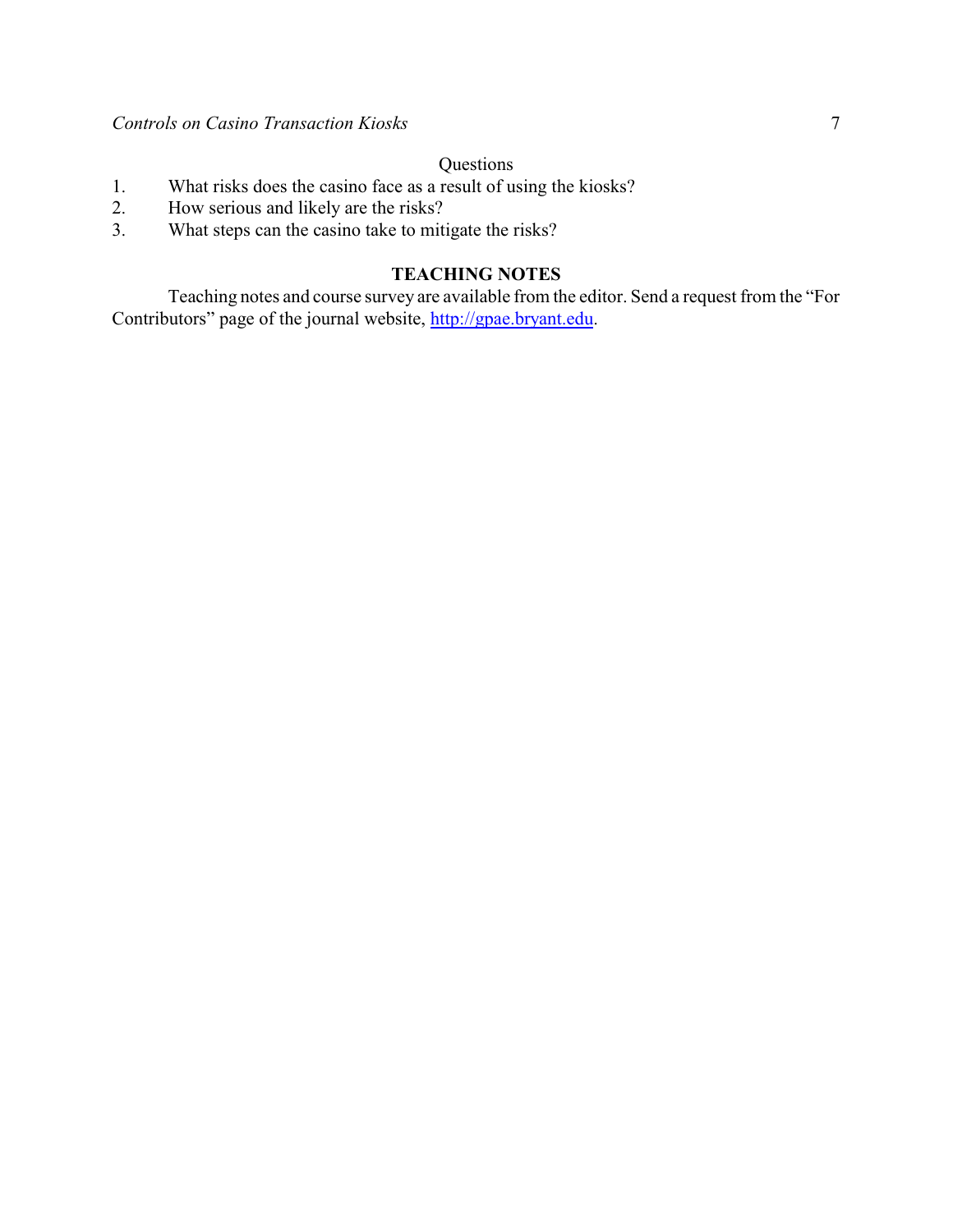## Questions

1. What risks does the casino face as a result of using the kiosks?
2. How serious and likely are the risks?
3. What steps can the casino take to mitigate the risks?

## TEACHING NOTES

Teaching notes and course survey are available from the editor. Send a request from the "For Contributors" page of the journal website, http://gpae.bryant.edu.